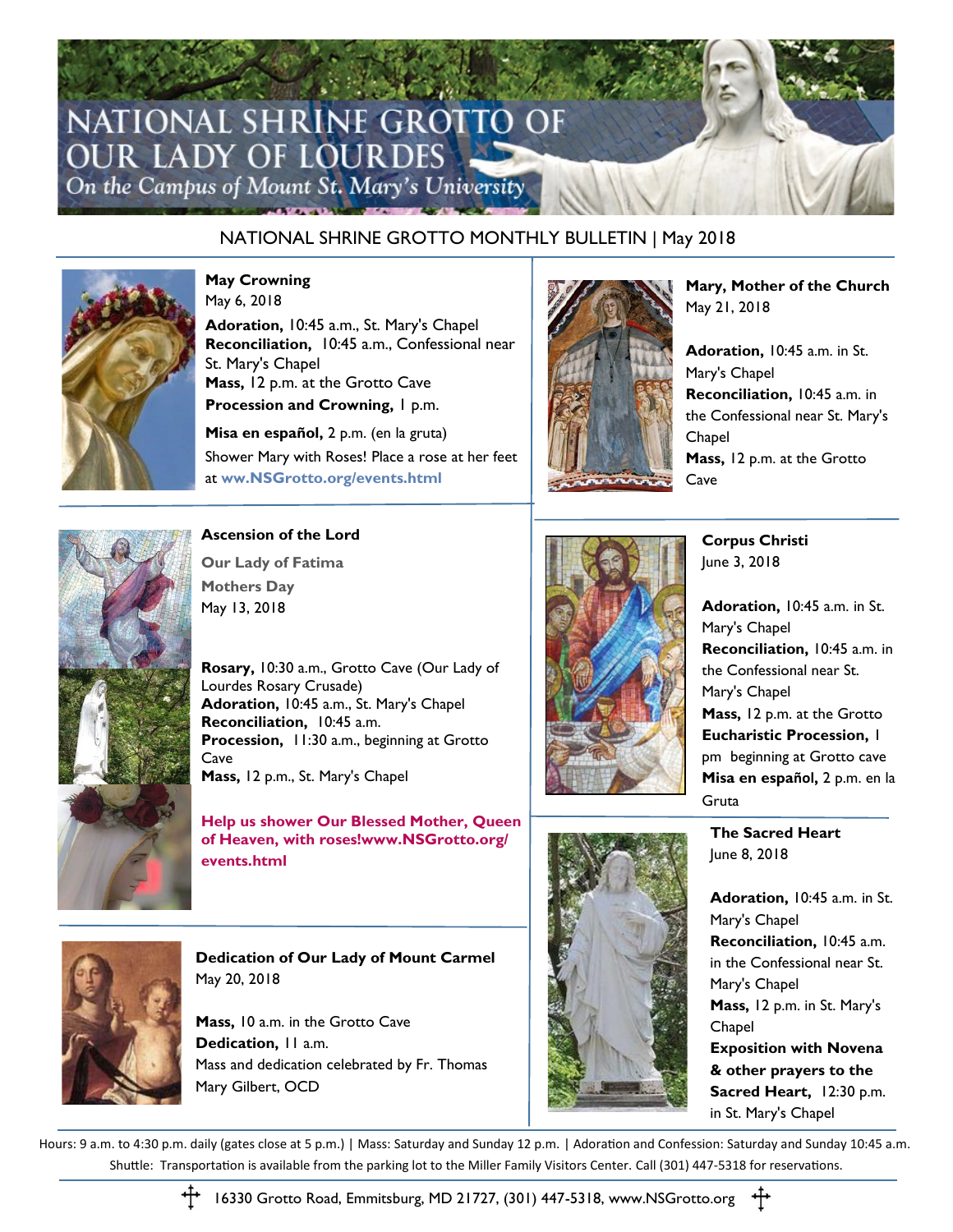# NATIONAL SHRINE GROTTO OF OUR LADY OF LOURDES

*On the Campus of Mount St. Mary's University*

## NATIONAL SHRINE GROTTO MONTHLY BULLETIN | May 2018

### May Crowning

May 6, 2018

**Adoration,** 10:45 a.m., St. Mary's Chapel
**Reconciliation,** 10:45 a.m., Confessional near St. Mary's Chapel
**Mass,** 12 p.m. at the Grotto Cave
**Procession and Crowning,** 1 p.m.

**Misa en español,** 2 p.m. (en la gruta)

Shower Mary with Roses! Place a rose at her feet at **ww.NSGrotto.org/events.html**

### Ascension of the Lord

**Our Lady of Fatima**

**Mothers Day**

May 13, 2018

**Rosary,** 10:30 a.m., Grotto Cave (Our Lady of Lourdes Rosary Crusade)
**Adoration,** 10:45 a.m., St. Mary's Chapel
**Reconciliation,** 10:45 a.m.
**Procession,** 11:30 a.m., beginning at Grotto Cave
**Mass,** 12 p.m., St. Mary's Chapel

**Help us shower Our Blessed Mother, Queen of Heaven, with roses!www.NSGrotto.org/events.html**

### Dedication of Our Lady of Mount Carmel

May 20, 2018

**Mass,** 10 a.m. in the Grotto Cave
**Dedication,** 11 a.m.
Mass and dedication celebrated by Fr. Thomas Mary Gilbert, OCD

### Mary, Mother of the Church

May 21, 2018

**Adoration,** 10:45 a.m. in St. Mary's Chapel
**Reconciliation,** 10:45 a.m. in the Confessional near St. Mary's Chapel
**Mass,** 12 p.m. at the Grotto Cave

### Corpus Christi

June 3, 2018

**Adoration,** 10:45 a.m. in St. Mary's Chapel
**Reconciliation,** 10:45 a.m. in the Confessional near St. Mary's Chapel
**Mass,** 12 p.m. at the Grotto
**Eucharistic Procession,** 1 pm beginning at Grotto cave
**Misa en español,** 2 p.m. en la Gruta

### The Sacred Heart

June 8, 2018

**Adoration,** 10:45 a.m. in St. Mary's Chapel
**Reconciliation,** 10:45 a.m. in the Confessional near St. Mary's Chapel
**Mass,** 12 p.m. in St. Mary's Chapel
**Exposition with Novena & other prayers to the Sacred Heart,** 12:30 p.m. in St. Mary's Chapel

Hours: 9 a.m. to 4:30 p.m. daily (gates close at 5 p.m.) | Mass: Saturday and Sunday 12 p.m. | Adoration and Confession: Saturday and Sunday 10:45 a.m.
Shuttle: Transportation is available from the parking lot to the Miller Family Visitors Center. Call (301) 447-5318 for reservations.

16330 Grotto Road, Emmitsburg, MD 21727, (301) 447-5318, www.NSGrotto.org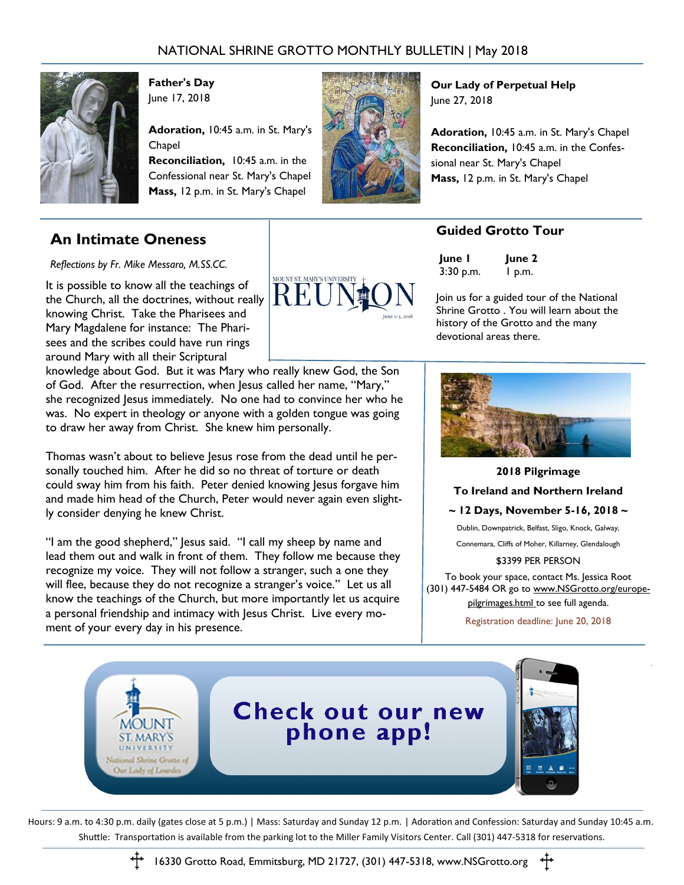NATIONAL SHRINE GROTTO MONTHLY BULLETIN | May 2018

**Father's Day**
June 17, 2018

**Adoration,** 10:45 a.m. in St. Mary's Chapel
**Reconciliation,** 10:45 a.m. in the Confessional near St. Mary's Chapel
**Mass,** 12 p.m. in St. Mary's Chapel

**Our Lady of Perpetual Help**
June 27, 2018

**Adoration,** 10:45 a.m. in St. Mary's Chapel
**Reconciliation,** 10:45 a.m. in the Confessional near St. Mary's Chapel
**Mass,** 12 p.m. in St. Mary's Chapel

## An Intimate Oneness

*Reflections by Fr. Mike Messaro, M.SS.CC.*

MOUNT ST. MARY'S UNIVERSITY REUNION June 1-3, 2018

It is possible to know all the teachings of the Church, all the doctrines, without really knowing Christ. Take the Pharisees and Mary Magdalene for instance: The Pharisees and the scribes could have run rings around Mary with all their Scriptural knowledge about God. But it was Mary who really knew God, the Son of God. After the resurrection, when Jesus called her name, "Mary," she recognized Jesus immediately. No one had to convince her who he was. No expert in theology or anyone with a golden tongue was going to draw her away from Christ. She knew him personally.

Thomas wasn't about to believe Jesus rose from the dead until he personally touched him. After he did so no threat of torture or death could sway him from his faith. Peter denied knowing Jesus forgave him and made him head of the Church, Peter would never again even slightly consider denying he knew Christ.

"I am the good shepherd," Jesus said. "I call my sheep by name and lead them out and walk in front of them. They follow me because they recognize my voice. They will not follow a stranger, such a one they will flee, because they do not recognize a stranger's voice." Let us all know the teachings of the Church, but more importantly let us acquire a personal friendship and intimacy with Jesus Christ. Live every moment of your every day in his presence.

## Guided Grotto Tour

| June 1 | June 2 |
|---|---|
| 3:30 p.m. | 1 p.m. |

Join us for a guided tour of the National Shrine Grotto . You will learn about the history of the Grotto and the many devotional areas there.

**2018 Pilgrimage**

**To Ireland and Northern Ireland**

**~ 12 Days, November 5-16, 2018 ~**

Dublin, Downpatrick, Belfast, Sligo, Knock, Galway, Connemara, Cliffs of Moher, Killarney, Glendalough

$3399 PER PERSON

To book your space, contact Ms. Jessica Root (301) 447-5484 OR go to www.NSGrotto.org/europe-pilgrimages.html to see full agenda.

Registration deadline: June 20, 2018

MOUNT ST. MARY'S UNIVERSITY National Shrine Grotto of Our Lady of Lourdes

**Check out our new phone app!**

Hours: 9 a.m. to 4:30 p.m. daily (gates close at 5 p.m.) | Mass: Saturday and Sunday 12 p.m. | Adoration and Confession: Saturday and Sunday 10:45 a.m.
Shuttle: Transportation is available from the parking lot to the Miller Family Visitors Center. Call (301) 447-5318 for reservations.

16330 Grotto Road, Emmitsburg, MD 21727, (301) 447-5318, www.NSGrotto.org